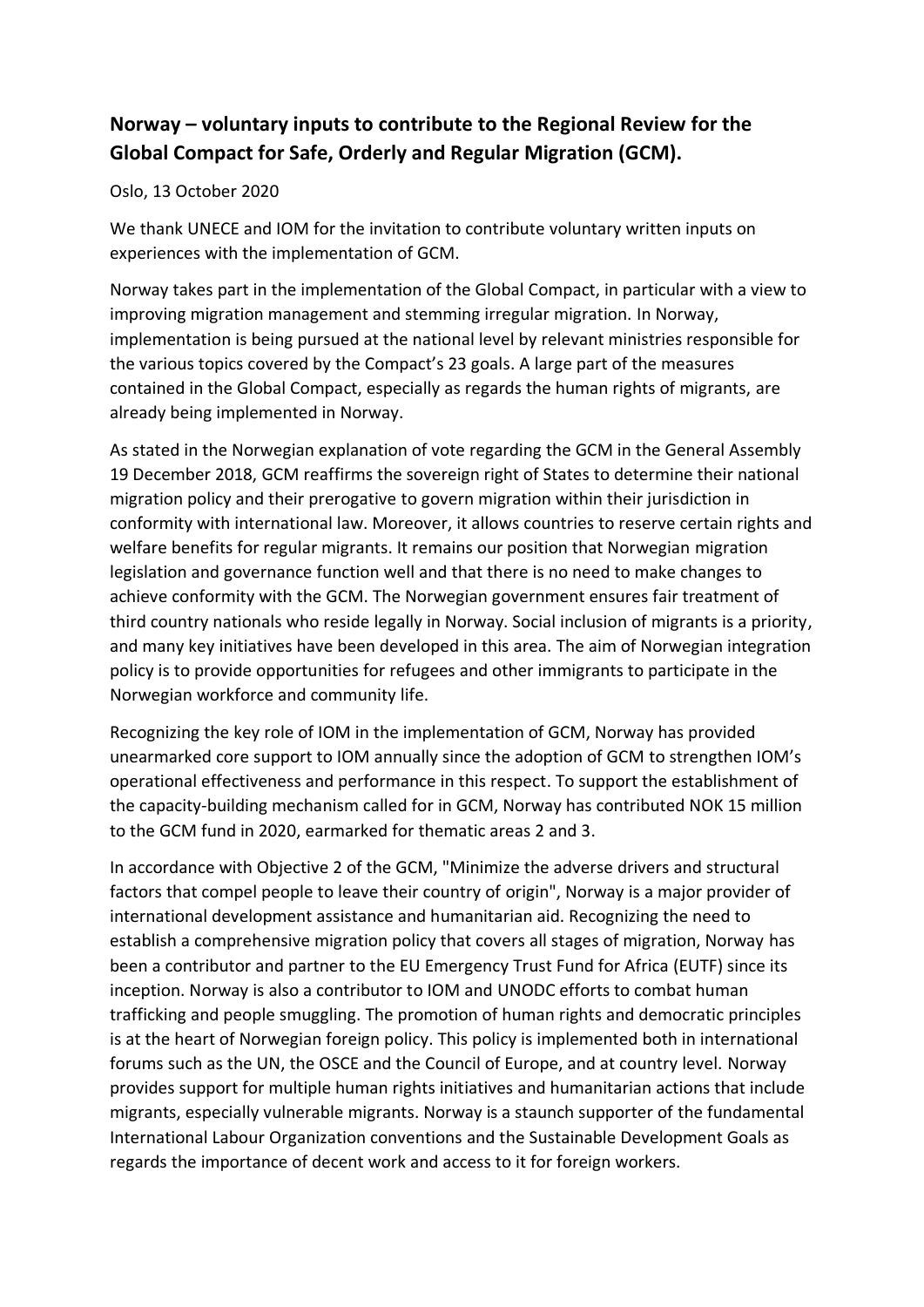## Norway – voluntary inputs to contribute to the Regional Review for the Global Compact for Safe, Orderly and Regular Migration (GCM).

Oslo, 13 October 2020

We thank UNECE and IOM for the invitation to contribute voluntary written inputs on experiences with the implementation of GCM.

Norway takes part in the implementation of the Global Compact, in particular with a view to improving migration management and stemming irregular migration. In Norway, implementation is being pursued at the national level by relevant ministries responsible for the various topics covered by the Compact's 23 goals. A large part of the measures contained in the Global Compact, especially as regards the human rights of migrants, are already being implemented in Norway.

As stated in the Norwegian explanation of vote regarding the GCM in the General Assembly 19 December 2018, GCM reaffirms the sovereign right of States to determine their national migration policy and their prerogative to govern migration within their jurisdiction in conformity with international law. Moreover, it allows countries to reserve certain rights and welfare benefits for regular migrants. It remains our position that Norwegian migration legislation and governance function well and that there is no need to make changes to achieve conformity with the GCM. The Norwegian government ensures fair treatment of third country nationals who reside legally in Norway. Social inclusion of migrants is a priority, and many key initiatives have been developed in this area. The aim of Norwegian integration policy is to provide opportunities for refugees and other immigrants to participate in the Norwegian workforce and community life.

Recognizing the key role of IOM in the implementation of GCM, Norway has provided unearmarked core support to IOM annually since the adoption of GCM to strengthen IOM's operational effectiveness and performance in this respect. To support the establishment of the capacity-building mechanism called for in GCM, Norway has contributed NOK 15 million to the GCM fund in 2020, earmarked for thematic areas 2 and 3.

In accordance with Objective 2 of the GCM, "Minimize the adverse drivers and structural factors that compel people to leave their country of origin", Norway is a major provider of international development assistance and humanitarian aid. Recognizing the need to establish a comprehensive migration policy that covers all stages of migration, Norway has been a contributor and partner to the EU Emergency Trust Fund for Africa (EUTF) since its inception. Norway is also a contributor to IOM and UNODC efforts to combat human trafficking and people smuggling. The promotion of human rights and democratic principles is at the heart of Norwegian foreign policy. This policy is implemented both in international forums such as the UN, the OSCE and the Council of Europe, and at country level. Norway provides support for multiple human rights initiatives and humanitarian actions that include migrants, especially vulnerable migrants. Norway is a staunch supporter of the fundamental International Labour Organization conventions and the Sustainable Development Goals as regards the importance of decent work and access to it for foreign workers.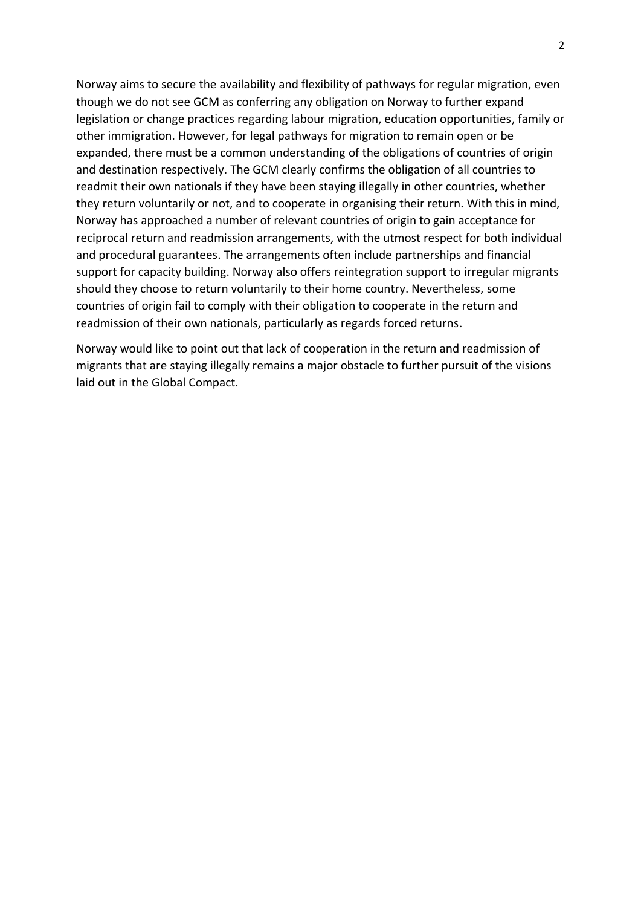Norway aims to secure the availability and flexibility of pathways for regular migration, even though we do not see GCM as conferring any obligation on Norway to further expand legislation or change practices regarding labour migration, education opportunities, family or other immigration. However, for legal pathways for migration to remain open or be expanded, there must be a common understanding of the obligations of countries of origin and destination respectively. The GCM clearly confirms the obligation of all countries to readmit their own nationals if they have been staying illegally in other countries, whether they return voluntarily or not, and to cooperate in organising their return. With this in mind, Norway has approached a number of relevant countries of origin to gain acceptance for reciprocal return and readmission arrangements, with the utmost respect for both individual and procedural guarantees. The arrangements often include partnerships and financial support for capacity building. Norway also offers reintegration support to irregular migrants should they choose to return voluntarily to their home country. Nevertheless, some countries of origin fail to comply with their obligation to cooperate in the return and readmission of their own nationals, particularly as regards forced returns.

Norway would like to point out that lack of cooperation in the return and readmission of migrants that are staying illegally remains a major obstacle to further pursuit of the visions laid out in the Global Compact.